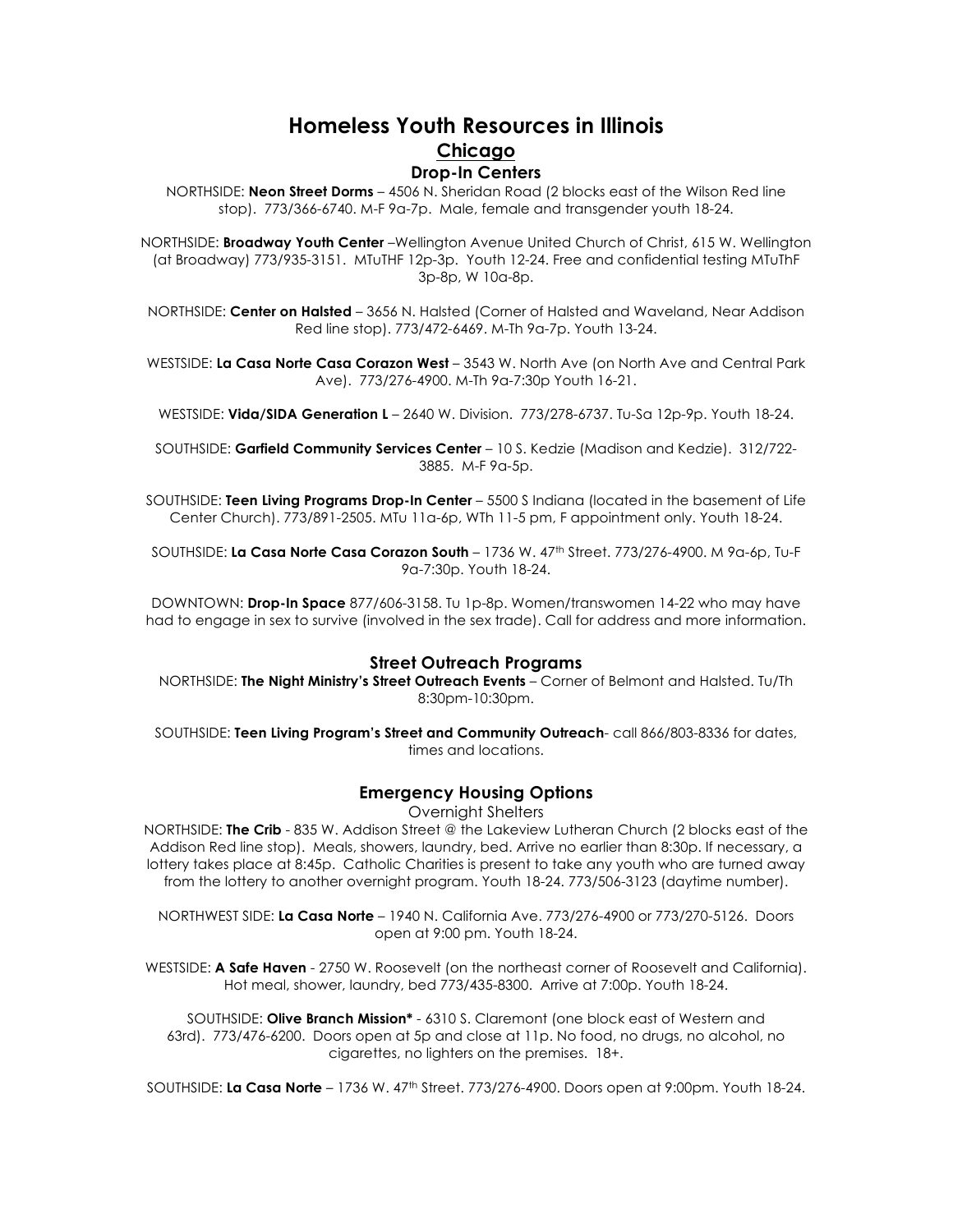# Homeless Youth Resources in Illinois

## Chicago

### Drop-In Centers

NORTHSIDE: **Neon Street Dorms** – 4506 N. Sheridan Road (2 blocks east of the Wilson Red line stop). 773/366-6740. M-F 9a-7p. Male, female and transgender youth 18-24.

NORTHSIDE: **Broadway Youth Center** –Wellington Avenue United Church of Christ, 615 W. Wellington (at Broadway) 773/935-3151. MTuTHF 12p-3p. Youth 12-24. Free and confidential testing MTuThF 3p-8p, W 10a-8p.

NORTHSIDE: **Center on Halsted** – 3656 N. Halsted (Corner of Halsted and Waveland, Near Addison Red line stop). 773/472-6469. M-Th 9a-7p. Youth 13-24.

WESTSIDE: **La Casa Norte Casa Corazon West** – 3543 W. North Ave (on North Ave and Central Park Ave). 773/276-4900. M-Th 9a-7:30p Youth 16-21.

WESTSIDE: **Vida/SIDA Generation L** – 2640 W. Division. 773/278-6737. Tu-Sa 12p-9p. Youth 18-24.

SOUTHSIDE: **Garfield Community Services Center** – 10 S. Kedzie (Madison and Kedzie). 312/722-3885. M-F 9a-5p.

SOUTHSIDE: **Teen Living Programs Drop-In Center** – 5500 S Indiana (located in the basement of Life Center Church). 773/891-2505. MTu 11a-6p, WTh 11-5 pm, F appointment only. Youth 18-24.

SOUTHSIDE: **La Casa Norte Casa Corazon South** – 1736 W. 47th Street. 773/276-4900. M 9a-6p, Tu-F 9a-7:30p. Youth 18-24.

DOWNTOWN: **Drop-In Space** 877/606-3158. Tu 1p-8p. Women/transwomen 14-22 who may have had to engage in sex to survive (involved in the sex trade). Call for address and more information.

### Street Outreach Programs

NORTHSIDE: **The Night Ministry's Street Outreach Events** – Corner of Belmont and Halsted. Tu/Th 8:30pm-10:30pm.

SOUTHSIDE: **Teen Living Program's Street and Community Outreach**- call 866/803-8336 for dates, times and locations.

### Emergency Housing Options

Overnight Shelters

NORTHSIDE: **The Crib** - 835 W. Addison Street @ the Lakeview Lutheran Church (2 blocks east of the Addison Red line stop). Meals, showers, laundry, bed. Arrive no earlier than 8:30p. If necessary, a lottery takes place at 8:45p. Catholic Charities is present to take any youth who are turned away from the lottery to another overnight program. Youth 18-24. 773/506-3123 (daytime number).

NORTHWEST SIDE: **La Casa Norte** – 1940 N. California Ave. 773/276-4900 or 773/270-5126. Doors open at 9:00 pm. Youth 18-24.

WESTSIDE: **A Safe Haven** - 2750 W. Roosevelt (on the northeast corner of Roosevelt and California). Hot meal, shower, laundry, bed 773/435-8300. Arrive at 7:00p. Youth 18-24.

SOUTHSIDE: **Olive Branch Mission*** - 6310 S. Claremont (one block east of Western and 63rd). 773/476-6200. Doors open at 5p and close at 11p. No food, no drugs, no alcohol, no cigarettes, no lighters on the premises. 18+.

SOUTHSIDE: **La Casa Norte** – 1736 W. 47th Street. 773/276-4900. Doors open at 9:00pm. Youth 18-24.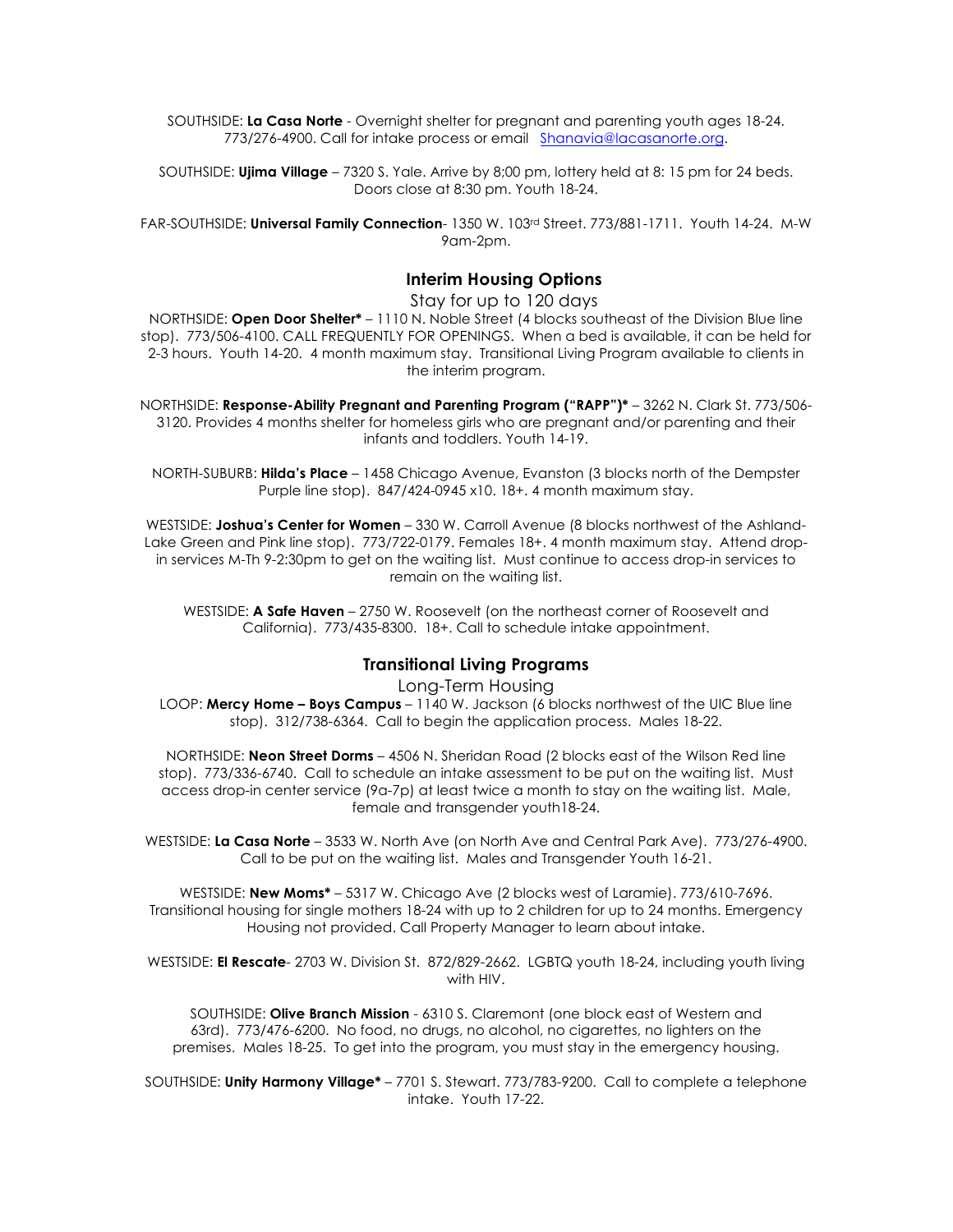SOUTHSIDE: **La Casa Norte** - Overnight shelter for pregnant and parenting youth ages 18-24. 773/276-4900. Call for intake process or email [Shanavia@lacasanorte.org](mailto:Shanavia@lacasanorte.org).

SOUTHSIDE: **Ujima Village** – 7320 S. Yale. Arrive by 8;00 pm, lottery held at 8: 15 pm for 24 beds. Doors close at 8:30 pm. Youth 18-24.

FAR-SOUTHSIDE: **Universal Family Connection**- 1350 W. 103rd Street. 773/881-1711. Youth 14-24. M-W 9am-2pm.

## Interim Housing Options

Stay for up to 120 days

NORTHSIDE: **Open Door Shelter*** – 1110 N. Noble Street (4 blocks southeast of the Division Blue line stop). 773/506-4100. CALL FREQUENTLY FOR OPENINGS. When a bed is available, it can be held for 2-3 hours. Youth 14-20. 4 month maximum stay. Transitional Living Program available to clients in the interim program.

NORTHSIDE: **Response-Ability Pregnant and Parenting Program ("RAPP")*** – 3262 N. Clark St. 773/506-3120. Provides 4 months shelter for homeless girls who are pregnant and/or parenting and their infants and toddlers. Youth 14-19.

NORTH-SUBURB: **Hilda's Place** – 1458 Chicago Avenue, Evanston (3 blocks north of the Dempster Purple line stop). 847/424-0945 x10. 18+. 4 month maximum stay.

WESTSIDE: **Joshua's Center for Women** – 330 W. Carroll Avenue (8 blocks northwest of the Ashland-Lake Green and Pink line stop). 773/722-0179. Females 18+. 4 month maximum stay. Attend drop-in services M-Th 9-2:30pm to get on the waiting list. Must continue to access drop-in services to remain on the waiting list.

WESTSIDE: **A Safe Haven** – 2750 W. Roosevelt (on the northeast corner of Roosevelt and California). 773/435-8300. 18+. Call to schedule intake appointment.

## Transitional Living Programs

Long-Term Housing

LOOP: **Mercy Home – Boys Campus** – 1140 W. Jackson (6 blocks northwest of the UIC Blue line stop). 312/738-6364. Call to begin the application process. Males 18-22.

NORTHSIDE: **Neon Street Dorms** – 4506 N. Sheridan Road (2 blocks east of the Wilson Red line stop). 773/336-6740. Call to schedule an intake assessment to be put on the waiting list. Must access drop-in center service (9a-7p) at least twice a month to stay on the waiting list. Male, female and transgender youth18-24.

WESTSIDE: **La Casa Norte** – 3533 W. North Ave (on North Ave and Central Park Ave). 773/276-4900. Call to be put on the waiting list. Males and Transgender Youth 16-21.

WESTSIDE: **New Moms*** – 5317 W. Chicago Ave (2 blocks west of Laramie). 773/610-7696. Transitional housing for single mothers 18-24 with up to 2 children for up to 24 months. Emergency Housing not provided. Call Property Manager to learn about intake.

WESTSIDE: **El Rescate**- 2703 W. Division St. 872/829-2662. LGBTQ youth 18-24, including youth living with HIV.

SOUTHSIDE: **Olive Branch Mission** - 6310 S. Claremont (one block east of Western and 63rd). 773/476-6200. No food, no drugs, no alcohol, no cigarettes, no lighters on the premises. Males 18-25. To get into the program, you must stay in the emergency housing.

SOUTHSIDE: **Unity Harmony Village*** – 7701 S. Stewart. 773/783-9200. Call to complete a telephone intake. Youth 17-22.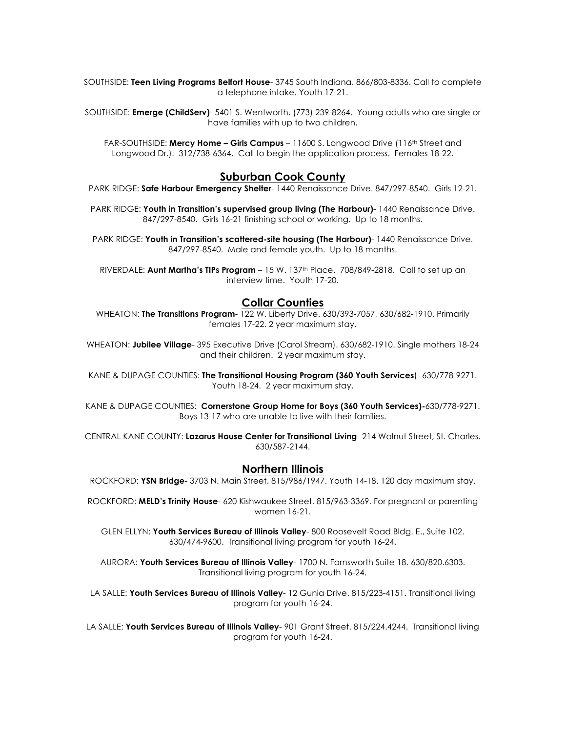SOUTHSIDE: **Teen Living Programs Belfort House**- 3745 South Indiana. 866/803-8336. Call to complete a telephone intake. Youth 17-21.

SOUTHSIDE: **Emerge (ChildServ)**- 5401 S. Wentworth. (773) 239-8264. Young adults who are single or have families with up to two children.

FAR-SOUTHSIDE: **Mercy Home – Girls Campus** – 11600 S. Longwood Drive (116th Street and Longwood Dr.). 312/738-6364. Call to begin the application process. Females 18-22.

## Suburban Cook County

PARK RIDGE: **Safe Harbour Emergency Shelter**- 1440 Renaissance Drive. 847/297-8540. Girls 12-21.

PARK RIDGE: **Youth in Transition's supervised group living (The Harbour)**- 1440 Renaissance Drive. 847/297-8540. Girls 16-21 finishing school or working. Up to 18 months.

PARK RIDGE: **Youth in Transition's scattered-site housing (The Harbour)**- 1440 Renaissance Drive. 847/297-8540. Male and female youth. Up to 18 months.

RIVERDALE: **Aunt Martha's TIPs Program** – 15 W. 137th Place. 708/849-2818. Call to set up an interview time. Youth 17-20.

## Collar Counties

WHEATON: **The Transitions Program**- 122 W. Liberty Drive. 630/393-7057, 630/682-1910. Primarily females 17-22. 2 year maximum stay.

WHEATON: **Jubilee Village**- 395 Executive Drive (Carol Stream). 630/682-1910. Single mothers 18-24 and their children. 2 year maximum stay.

KANE & DUPAGE COUNTIES: **The Transitional Housing Program (360 Youth Services**)- 630/778-9271. Youth 18-24. 2 year maximum stay.

KANE & DUPAGE COUNTIES: **Cornerstone Group Home for Boys (360 Youth Services)-**630/778-9271. Boys 13-17 who are unable to live with their families.

CENTRAL KANE COUNTY: **Lazarus House Center for Transitional Living**- 214 Walnut Street, St. Charles. 630/587-2144.

## Northern Illinois

ROCKFORD: **YSN Bridge**- 3703 N. Main Street. 815/986/1947. Youth 14-18. 120 day maximum stay.

ROCKFORD: **MELD's Trinity House**- 620 Kishwaukee Street. 815/963-3369. For pregnant or parenting women 16-21.

GLEN ELLYN: **Youth Services Bureau of Illinois Valley**- 800 Roosevelt Road Bldg. E., Suite 102. 630/474-9600. Transitional living program for youth 16-24.

AURORA: **Youth Services Bureau of Illinois Valley**- 1700 N. Farnsworth Suite 18. 630/820.6303. Transitional living program for youth 16-24.

LA SALLE: **Youth Services Bureau of Illinois Valley**- 12 Gunia Drive. 815/223-4151. Transitional living program for youth 16-24.

LA SALLE: **Youth Services Bureau of Illinois Valley**- 901 Grant Street. 815/224.4244. Transitional living program for youth 16-24.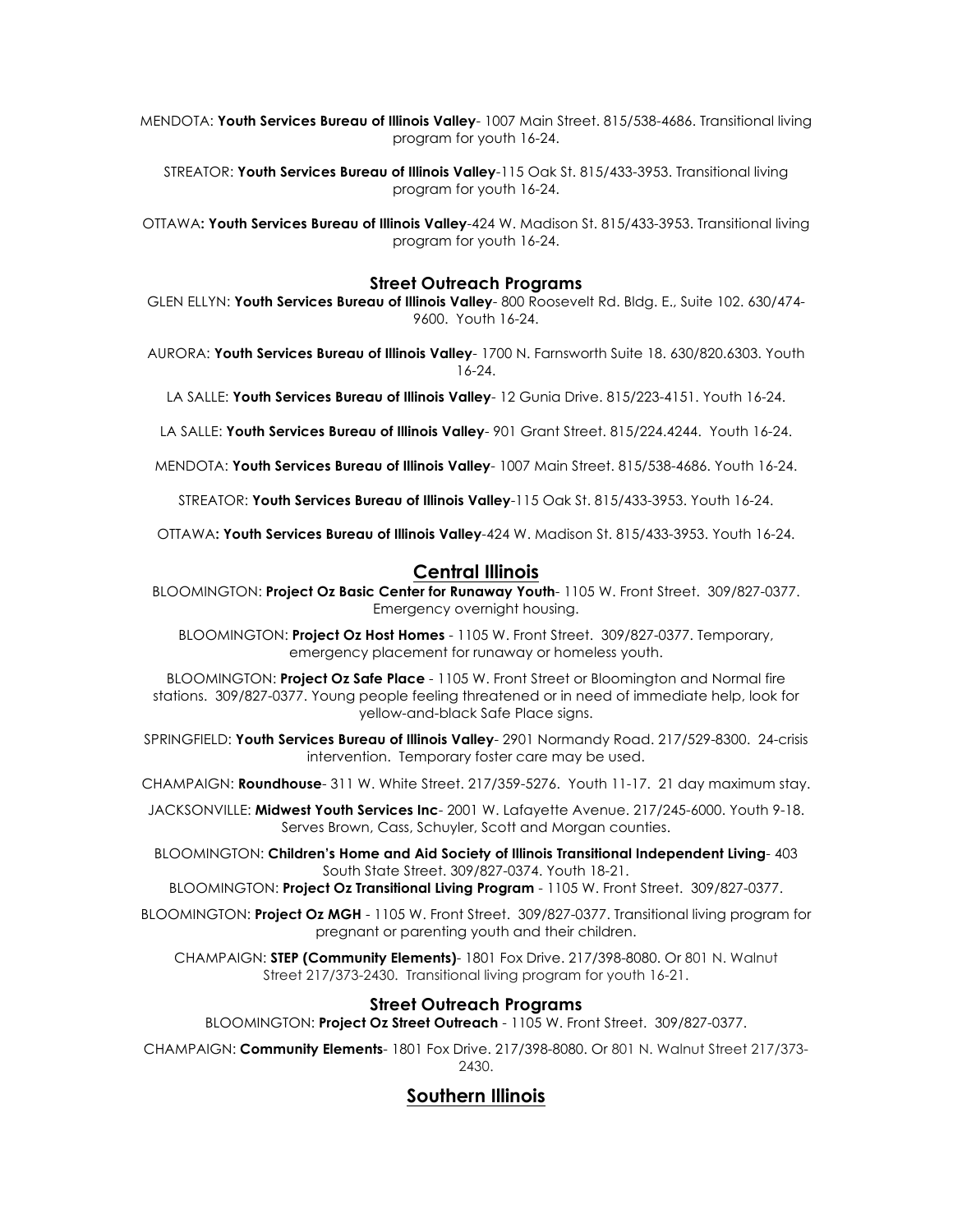MENDOTA: **Youth Services Bureau of Illinois Valley**- 1007 Main Street. 815/538-4686. Transitional living program for youth 16-24.

STREATOR: **Youth Services Bureau of Illinois Valley**-115 Oak St. 815/433-3953. Transitional living program for youth 16-24.

OTTAWA**: Youth Services Bureau of Illinois Valley**-424 W. Madison St. 815/433-3953. Transitional living program for youth 16-24.

### Street Outreach Programs

GLEN ELLYN: **Youth Services Bureau of Illinois Valley**- 800 Roosevelt Rd. Bldg. E., Suite 102. 630/474-9600. Youth 16-24.

AURORA: **Youth Services Bureau of Illinois Valley**- 1700 N. Farnsworth Suite 18. 630/820.6303. Youth 16-24.

LA SALLE: **Youth Services Bureau of Illinois Valley**- 12 Gunia Drive. 815/223-4151. Youth 16-24.

LA SALLE: **Youth Services Bureau of Illinois Valley**- 901 Grant Street. 815/224.4244. Youth 16-24.

MENDOTA: **Youth Services Bureau of Illinois Valley**- 1007 Main Street. 815/538-4686. Youth 16-24.

STREATOR: **Youth Services Bureau of Illinois Valley**-115 Oak St. 815/433-3953. Youth 16-24.

OTTAWA**: Youth Services Bureau of Illinois Valley**-424 W. Madison St. 815/433-3953. Youth 16-24.

## Central Illinois

BLOOMINGTON: **Project Oz Basic Center for Runaway Youth**- 1105 W. Front Street. 309/827-0377. Emergency overnight housing.

BLOOMINGTON: **Project Oz Host Homes** - 1105 W. Front Street. 309/827-0377. Temporary, emergency placement for runaway or homeless youth.

BLOOMINGTON: **Project Oz Safe Place** - 1105 W. Front Street or Bloomington and Normal fire stations. 309/827-0377. Young people feeling threatened or in need of immediate help, look for yellow-and-black Safe Place signs.

SPRINGFIELD: **Youth Services Bureau of Illinois Valley**- 2901 Normandy Road. 217/529-8300. 24-crisis intervention. Temporary foster care may be used.

CHAMPAIGN: **Roundhouse**- 311 W. White Street. 217/359-5276. Youth 11-17. 21 day maximum stay.

JACKSONVILLE: **Midwest Youth Services Inc**- 2001 W. Lafayette Avenue. 217/245-6000. Youth 9-18. Serves Brown, Cass, Schuyler, Scott and Morgan counties.

BLOOMINGTON: **Children's Home and Aid Society of Illinois Transitional Independent Living**- 403 South State Street. 309/827-0374. Youth 18-21.

BLOOMINGTON: **Project Oz Transitional Living Program** - 1105 W. Front Street. 309/827-0377.

BLOOMINGTON: **Project Oz MGH** - 1105 W. Front Street. 309/827-0377. Transitional living program for pregnant or parenting youth and their children.

CHAMPAIGN: **STEP (Community Elements)**- 1801 Fox Drive. 217/398-8080. Or 801 N. Walnut Street 217/373-2430. Transitional living program for youth 16-21.

### Street Outreach Programs

BLOOMINGTON: **Project Oz Street Outreach** - 1105 W. Front Street. 309/827-0377.

CHAMPAIGN: **Community Elements**- 1801 Fox Drive. 217/398-8080. Or 801 N. Walnut Street 217/373-2430.

## Southern Illinois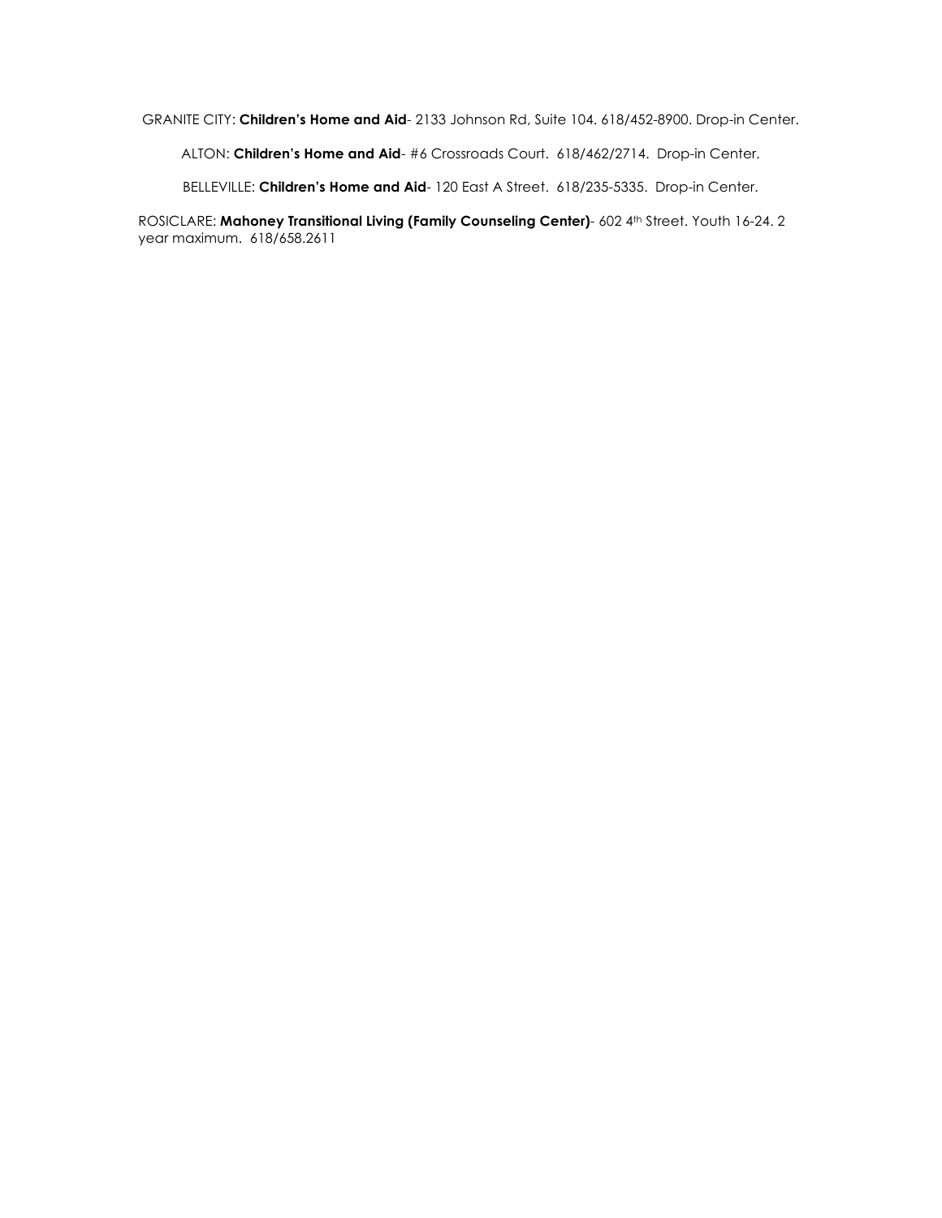GRANITE CITY: **Children's Home and Aid**- 2133 Johnson Rd, Suite 104. 618/452-8900. Drop-in Center.

ALTON: **Children's Home and Aid**- #6 Crossroads Court. 618/462/2714. Drop-in Center.

BELLEVILLE: **Children's Home and Aid**- 120 East A Street. 618/235-5335. Drop-in Center.

ROSICLARE: **Mahoney Transitional Living (Family Counseling Center)**- 602 4th Street. Youth 16-24. 2 year maximum. 618/658.2611